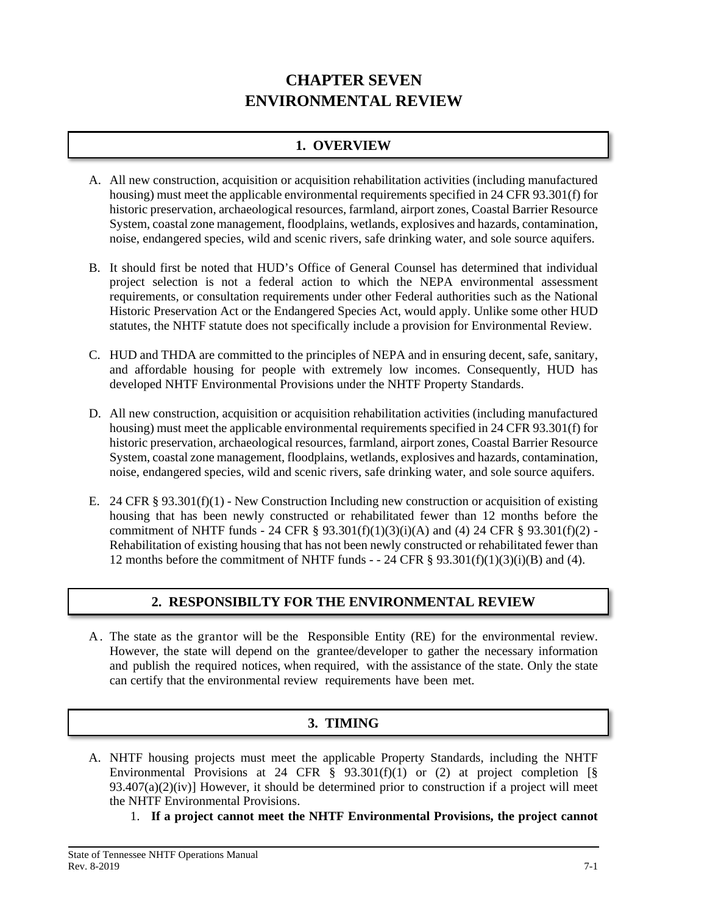# CHAPTER SEVEN
# ENVIRONMENTAL REVIEW

## 1. OVERVIEW

A. All new construction, acquisition or acquisition rehabilitation activities (including manufactured housing) must meet the applicable environmental requirements specified in 24 CFR 93.301(f) for historic preservation, archaeological resources, farmland, airport zones, Coastal Barrier Resource System, coastal zone management, floodplains, wetlands, explosives and hazards, contamination, noise, endangered species, wild and scenic rivers, safe drinking water, and sole source aquifers.

B. It should first be noted that HUD's Office of General Counsel has determined that individual project selection is not a federal action to which the NEPA environmental assessment requirements, or consultation requirements under other Federal authorities such as the National Historic Preservation Act or the Endangered Species Act, would apply. Unlike some other HUD statutes, the NHTF statute does not specifically include a provision for Environmental Review.

C. HUD and THDA are committed to the principles of NEPA and in ensuring decent, safe, sanitary, and affordable housing for people with extremely low incomes. Consequently, HUD has developed NHTF Environmental Provisions under the NHTF Property Standards.

D. All new construction, acquisition or acquisition rehabilitation activities (including manufactured housing) must meet the applicable environmental requirements specified in 24 CFR 93.301(f) for historic preservation, archaeological resources, farmland, airport zones, Coastal Barrier Resource System, coastal zone management, floodplains, wetlands, explosives and hazards, contamination, noise, endangered species, wild and scenic rivers, safe drinking water, and sole source aquifers.

E. 24 CFR § 93.301(f)(1) - New Construction Including new construction or acquisition of existing housing that has been newly constructed or rehabilitated fewer than 12 months before the commitment of NHTF funds - 24 CFR § 93.301(f)(1)(3)(i)(A) and (4) 24 CFR § 93.301(f)(2) - Rehabilitation of existing housing that has not been newly constructed or rehabilitated fewer than 12 months before the commitment of NHTF funds - - 24 CFR § 93.301(f)(1)(3)(i)(B) and (4).

## 2. RESPONSIBILTY FOR THE ENVIRONMENTAL REVIEW

A. The state as the grantor will be the Responsible Entity (RE) for the environmental review. However, the state will depend on the grantee/developer to gather the necessary information and publish the required notices, when required, with the assistance of the state. Only the state can certify that the environmental review requirements have been met.

## 3. TIMING

A. NHTF housing projects must meet the applicable Property Standards, including the NHTF Environmental Provisions at 24 CFR § 93.301(f)(1) or (2) at project completion [§ 93.407(a)(2)(iv)] However, it should be determined prior to construction if a project will meet the NHTF Environmental Provisions.

   1. **If a project cannot meet the NHTF Environmental Provisions, the project cannot**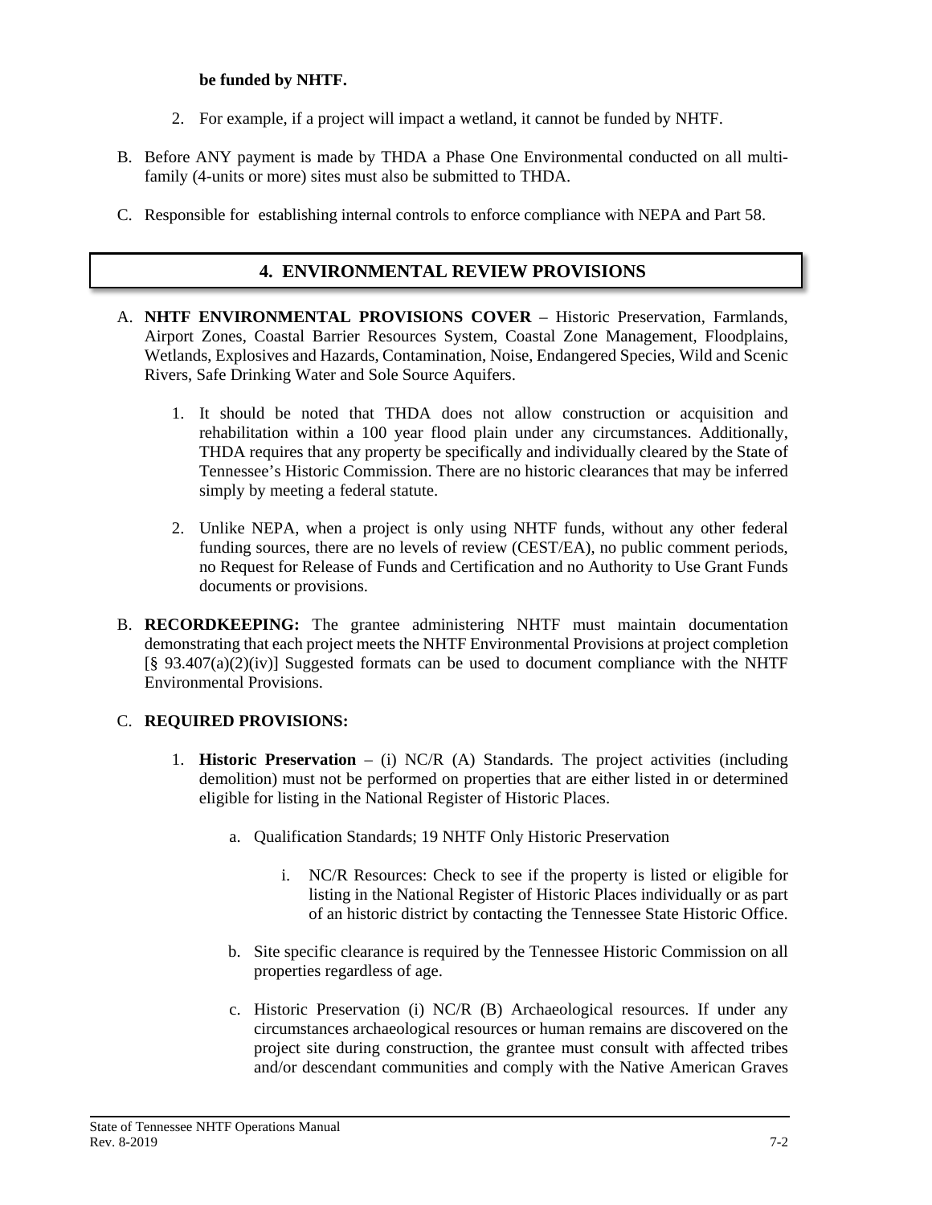**be funded by NHTF.**

2. For example, if a project will impact a wetland, it cannot be funded by NHTF.

B. Before ANY payment is made by THDA a Phase One Environmental conducted on all multi-family (4-units or more) sites must also be submitted to THDA.

C. Responsible for establishing internal controls to enforce compliance with NEPA and Part 58.

## 4. ENVIRONMENTAL REVIEW PROVISIONS

A. **NHTF ENVIRONMENTAL PROVISIONS COVER** – Historic Preservation, Farmlands, Airport Zones, Coastal Barrier Resources System, Coastal Zone Management, Floodplains, Wetlands, Explosives and Hazards, Contamination, Noise, Endangered Species, Wild and Scenic Rivers, Safe Drinking Water and Sole Source Aquifers.

1. It should be noted that THDA does not allow construction or acquisition and rehabilitation within a 100 year flood plain under any circumstances. Additionally, THDA requires that any property be specifically and individually cleared by the State of Tennessee's Historic Commission. There are no historic clearances that may be inferred simply by meeting a federal statute.

2. Unlike NEPA, when a project is only using NHTF funds, without any other federal funding sources, there are no levels of review (CEST/EA), no public comment periods, no Request for Release of Funds and Certification and no Authority to Use Grant Funds documents or provisions.

B. **RECORDKEEPING:** The grantee administering NHTF must maintain documentation demonstrating that each project meets the NHTF Environmental Provisions at project completion [§ 93.407(a)(2)(iv)] Suggested formats can be used to document compliance with the NHTF Environmental Provisions.

C. **REQUIRED PROVISIONS:**

1. **Historic Preservation** – (i) NC/R (A) Standards. The project activities (including demolition) must not be performed on properties that are either listed in or determined eligible for listing in the National Register of Historic Places.

   a. Qualification Standards; 19 NHTF Only Historic Preservation

      i. NC/R Resources: Check to see if the property is listed or eligible for listing in the National Register of Historic Places individually or as part of an historic district by contacting the Tennessee State Historic Office.

   b. Site specific clearance is required by the Tennessee Historic Commission on all properties regardless of age.

   c. Historic Preservation (i) NC/R (B) Archaeological resources. If under any circumstances archaeological resources or human remains are discovered on the project site during construction, the grantee must consult with affected tribes and/or descendant communities and comply with the Native American Graves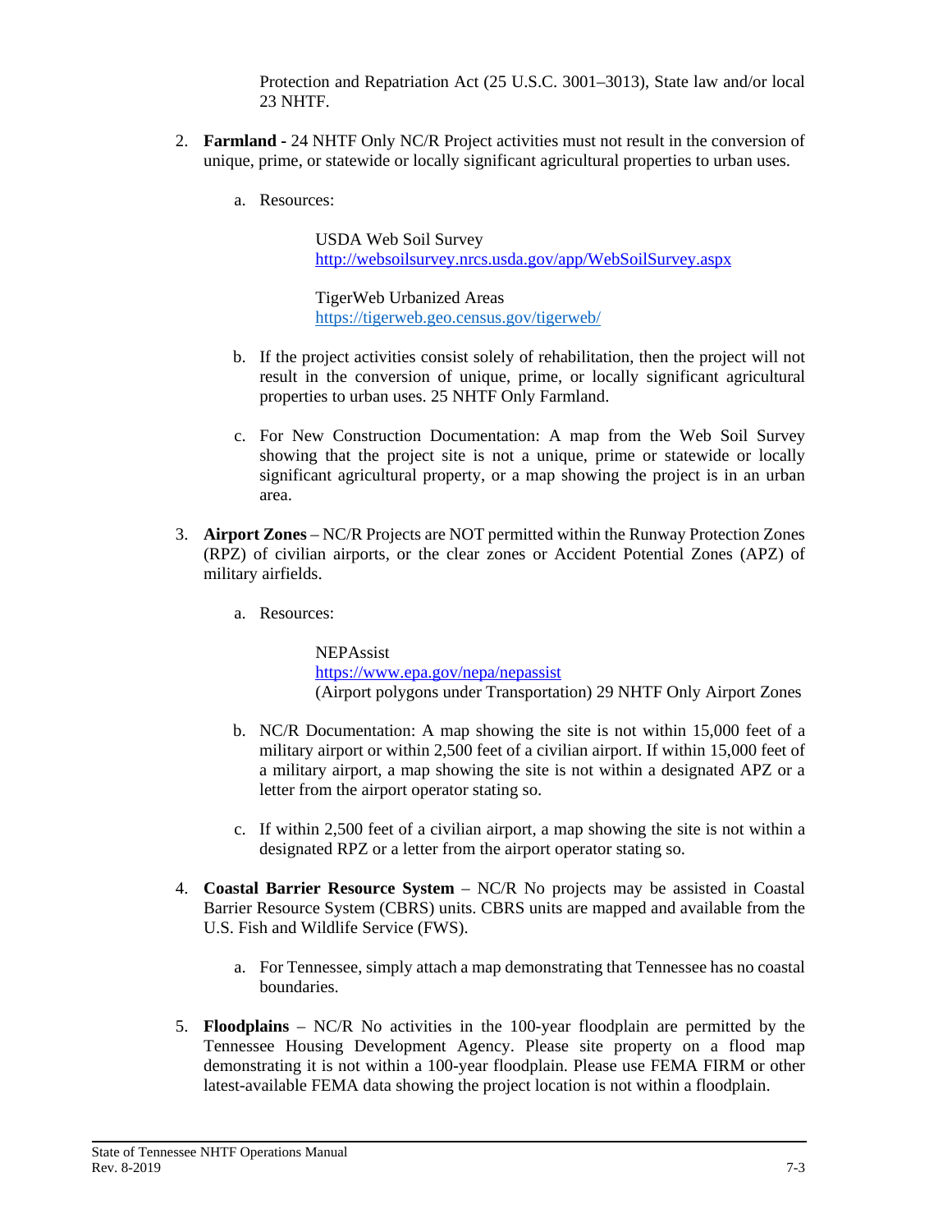Protection and Repatriation Act (25 U.S.C. 3001–3013), State law and/or local 23 NHTF.

2. **Farmland -** 24 NHTF Only NC/R Project activities must not result in the conversion of unique, prime, or statewide or locally significant agricultural properties to urban uses.

   a. Resources:

      USDA Web Soil Survey
      http://websoilsurvey.nrcs.usda.gov/app/WebSoilSurvey.aspx

      TigerWeb Urbanized Areas
      https://tigerweb.geo.census.gov/tigerweb/

   b. If the project activities consist solely of rehabilitation, then the project will not result in the conversion of unique, prime, or locally significant agricultural properties to urban uses. 25 NHTF Only Farmland.

   c. For New Construction Documentation: A map from the Web Soil Survey showing that the project site is not a unique, prime or statewide or locally significant agricultural property, or a map showing the project is in an urban area.

3. **Airport Zones** – NC/R Projects are NOT permitted within the Runway Protection Zones (RPZ) of civilian airports, or the clear zones or Accident Potential Zones (APZ) of military airfields.

   a. Resources:

      NEPAssist
      https://www.epa.gov/nepa/nepassist
      (Airport polygons under Transportation) 29 NHTF Only Airport Zones

   b. NC/R Documentation: A map showing the site is not within 15,000 feet of a military airport or within 2,500 feet of a civilian airport. If within 15,000 feet of a military airport, a map showing the site is not within a designated APZ or a letter from the airport operator stating so.

   c. If within 2,500 feet of a civilian airport, a map showing the site is not within a designated RPZ or a letter from the airport operator stating so.

4. **Coastal Barrier Resource System** – NC/R No projects may be assisted in Coastal Barrier Resource System (CBRS) units. CBRS units are mapped and available from the U.S. Fish and Wildlife Service (FWS).

   a. For Tennessee, simply attach a map demonstrating that Tennessee has no coastal boundaries.

5. **Floodplains** – NC/R No activities in the 100-year floodplain are permitted by the Tennessee Housing Development Agency. Please site property on a flood map demonstrating it is not within a 100-year floodplain. Please use FEMA FIRM or other latest-available FEMA data showing the project location is not within a floodplain.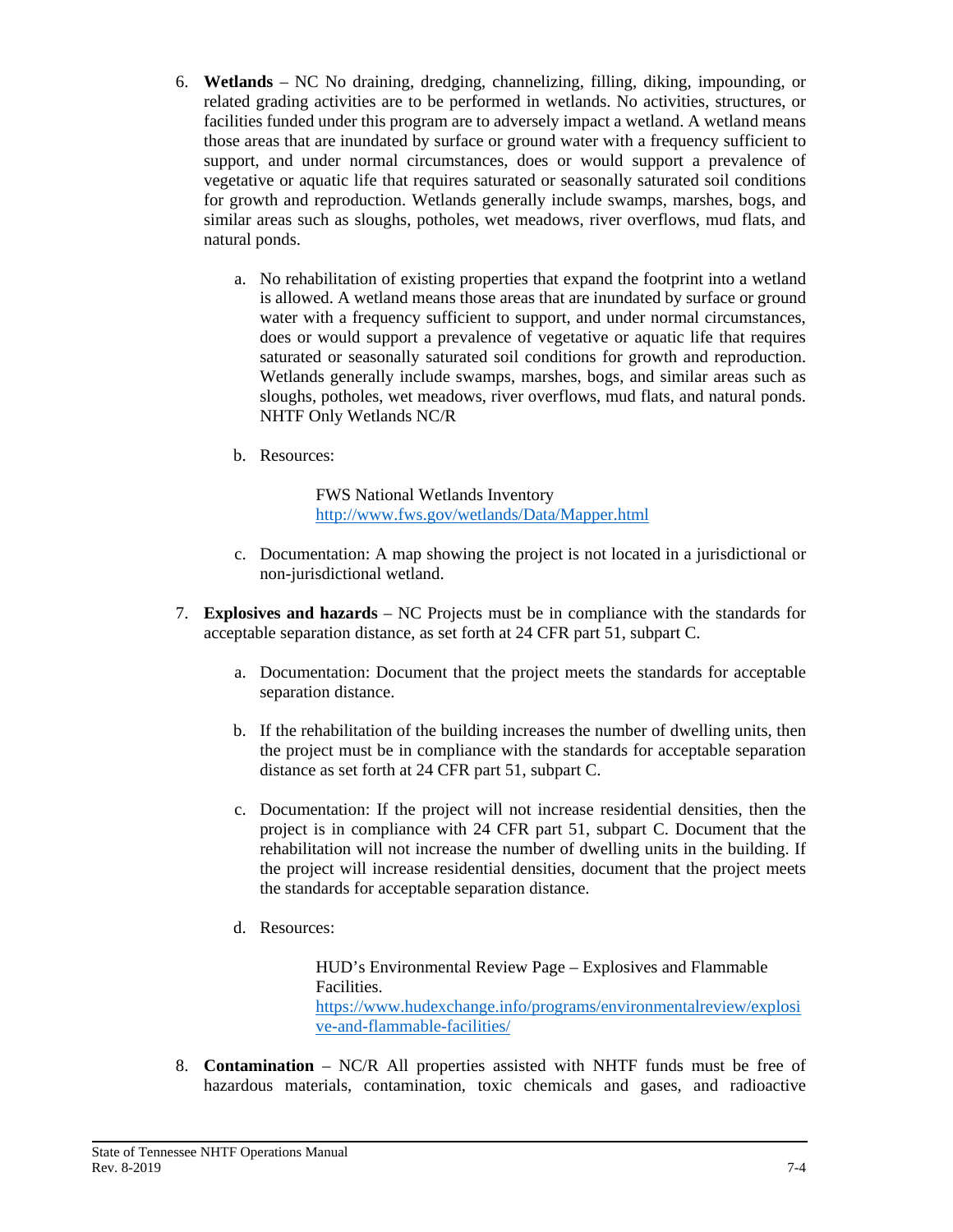6. **Wetlands** – NC No draining, dredging, channelizing, filling, diking, impounding, or related grading activities are to be performed in wetlands. No activities, structures, or facilities funded under this program are to adversely impact a wetland. A wetland means those areas that are inundated by surface or ground water with a frequency sufficient to support, and under normal circumstances, does or would support a prevalence of vegetative or aquatic life that requires saturated or seasonally saturated soil conditions for growth and reproduction. Wetlands generally include swamps, marshes, bogs, and similar areas such as sloughs, potholes, wet meadows, river overflows, mud flats, and natural ponds.

   a. No rehabilitation of existing properties that expand the footprint into a wetland is allowed. A wetland means those areas that are inundated by surface or ground water with a frequency sufficient to support, and under normal circumstances, does or would support a prevalence of vegetative or aquatic life that requires saturated or seasonally saturated soil conditions for growth and reproduction. Wetlands generally include swamps, marshes, bogs, and similar areas such as sloughs, potholes, wet meadows, river overflows, mud flats, and natural ponds. NHTF Only Wetlands NC/R

   b. Resources:

      FWS National Wetlands Inventory
      http://www.fws.gov/wetlands/Data/Mapper.html

   c. Documentation: A map showing the project is not located in a jurisdictional or non-jurisdictional wetland.

7. **Explosives and hazards** – NC Projects must be in compliance with the standards for acceptable separation distance, as set forth at 24 CFR part 51, subpart C.

   a. Documentation: Document that the project meets the standards for acceptable separation distance.

   b. If the rehabilitation of the building increases the number of dwelling units, then the project must be in compliance with the standards for acceptable separation distance as set forth at 24 CFR part 51, subpart C.

   c. Documentation: If the project will not increase residential densities, then the project is in compliance with 24 CFR part 51, subpart C. Document that the rehabilitation will not increase the number of dwelling units in the building. If the project will increase residential densities, document that the project meets the standards for acceptable separation distance.

   d. Resources:

      HUD's Environmental Review Page – Explosives and Flammable Facilities.
      https://www.hudexchange.info/programs/environmentalreview/explosive-and-flammable-facilities/

8. **Contamination** – NC/R All properties assisted with NHTF funds must be free of hazardous materials, contamination, toxic chemicals and gases, and radioactive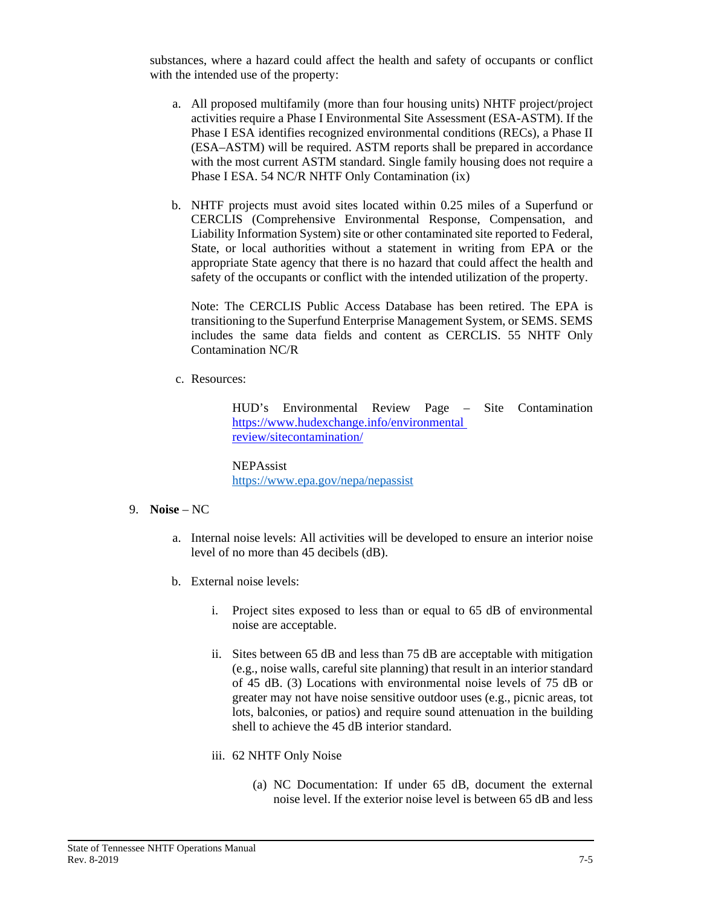substances, where a hazard could affect the health and safety of occupants or conflict with the intended use of the property:

a. All proposed multifamily (more than four housing units) NHTF project/project activities require a Phase I Environmental Site Assessment (ESA-ASTM). If the Phase I ESA identifies recognized environmental conditions (RECs), a Phase II (ESA–ASTM) will be required. ASTM reports shall be prepared in accordance with the most current ASTM standard. Single family housing does not require a Phase I ESA. 54 NC/R NHTF Only Contamination (ix)

b. NHTF projects must avoid sites located within 0.25 miles of a Superfund or CERCLIS (Comprehensive Environmental Response, Compensation, and Liability Information System) site or other contaminated site reported to Federal, State, or local authorities without a statement in writing from EPA or the appropriate State agency that there is no hazard that could affect the health and safety of the occupants or conflict with the intended utilization of the property.

   Note: The CERCLIS Public Access Database has been retired. The EPA is transitioning to the Superfund Enterprise Management System, or SEMS. SEMS includes the same data fields and content as CERCLIS. 55 NHTF Only Contamination NC/R

c. Resources:

   HUD's Environmental Review Page – Site Contamination [https://www.hudexchange.info/environmental review/sitecontamination/](https://www.hudexchange.info/environmental-review/sitecontamination/)

   NEPAssist
   [https://www.epa.gov/nepa/nepassist](https://www.epa.gov/nepa/nepassist)

9. **Noise** – NC

   a. Internal noise levels: All activities will be developed to ensure an interior noise level of no more than 45 decibels (dB).

   b. External noise levels:

      i. Project sites exposed to less than or equal to 65 dB of environmental noise are acceptable.

      ii. Sites between 65 dB and less than 75 dB are acceptable with mitigation (e.g., noise walls, careful site planning) that result in an interior standard of 45 dB. (3) Locations with environmental noise levels of 75 dB or greater may not have noise sensitive outdoor uses (e.g., picnic areas, tot lots, balconies, or patios) and require sound attenuation in the building shell to achieve the 45 dB interior standard.

      iii. 62 NHTF Only Noise

         (a) NC Documentation: If under 65 dB, document the external noise level. If the exterior noise level is between 65 dB and less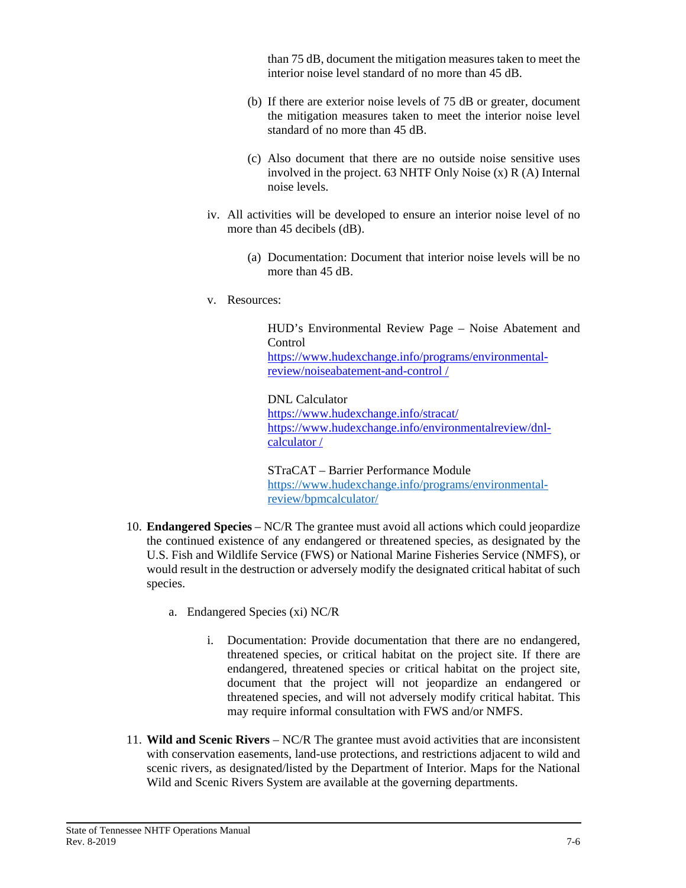than 75 dB, document the mitigation measures taken to meet the interior noise level standard of no more than 45 dB.

(b) If there are exterior noise levels of 75 dB or greater, document the mitigation measures taken to meet the interior noise level standard of no more than 45 dB.

(c) Also document that there are no outside noise sensitive uses involved in the project. 63 NHTF Only Noise (x) R (A) Internal noise levels.

iv. All activities will be developed to ensure an interior noise level of no more than 45 decibels (dB).

(a) Documentation: Document that interior noise levels will be no more than 45 dB.

v. Resources:

HUD's Environmental Review Page – Noise Abatement and Control
[https://www.hudexchange.info/programs/environmental-review/noiseabatement-and-control /](https://www.hudexchange.info/programs/environmental-review/noiseabatement-and-control/)

DNL Calculator
[https://www.hudexchange.info/stracat/](https://www.hudexchange.info/stracat/)
[https://www.hudexchange.info/environmentalreview/dnl-calculator /](https://www.hudexchange.info/environmentalreview/dnl-calculator/)

STraCAT – Barrier Performance Module
[https://www.hudexchange.info/programs/environmental-review/bpmcalculator/](https://www.hudexchange.info/programs/environmental-review/bpmcalculator/)

10. **Endangered Species** – NC/R The grantee must avoid all actions which could jeopardize the continued existence of any endangered or threatened species, as designated by the U.S. Fish and Wildlife Service (FWS) or National Marine Fisheries Service (NMFS), or would result in the destruction or adversely modify the designated critical habitat of such species.

    a. Endangered Species (xi) NC/R

    i. Documentation: Provide documentation that there are no endangered, threatened species, or critical habitat on the project site. If there are endangered, threatened species or critical habitat on the project site, document that the project will not jeopardize an endangered or threatened species, and will not adversely modify critical habitat. This may require informal consultation with FWS and/or NMFS.

11. **Wild and Scenic Rivers** – NC/R The grantee must avoid activities that are inconsistent with conservation easements, land-use protections, and restrictions adjacent to wild and scenic rivers, as designated/listed by the Department of Interior. Maps for the National Wild and Scenic Rivers System are available at the governing departments.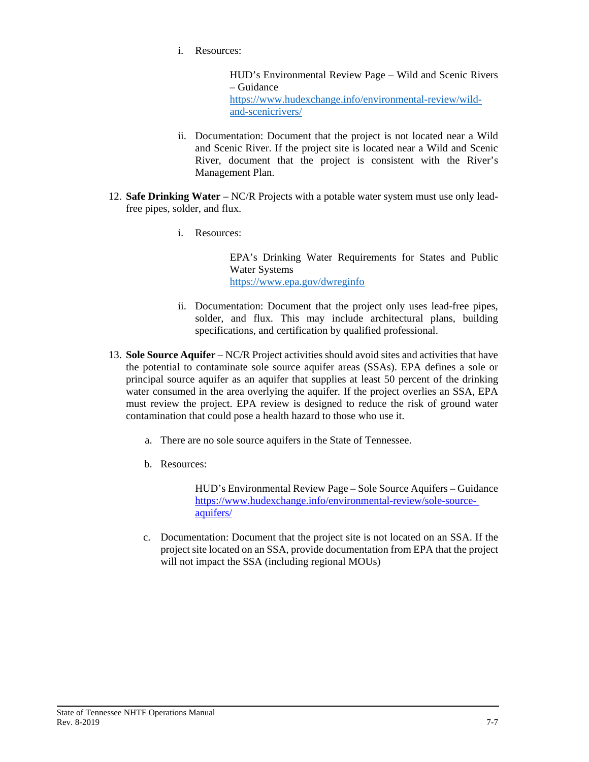i. Resources:

   HUD's Environmental Review Page – Wild and Scenic Rivers – Guidance
   https://www.hudexchange.info/environmental-review/wild-and-scenicrivers/

ii. Documentation: Document that the project is not located near a Wild and Scenic River. If the project site is located near a Wild and Scenic River, document that the project is consistent with the River's Management Plan.

12. **Safe Drinking Water** – NC/R Projects with a potable water system must use only lead-free pipes, solder, and flux.

    i. Resources:

       EPA's Drinking Water Requirements for States and Public Water Systems
       https://www.epa.gov/dwreginfo

    ii. Documentation: Document that the project only uses lead-free pipes, solder, and flux. This may include architectural plans, building specifications, and certification by qualified professional.

13. **Sole Source Aquifer** – NC/R Project activities should avoid sites and activities that have the potential to contaminate sole source aquifer areas (SSAs). EPA defines a sole or principal source aquifer as an aquifer that supplies at least 50 percent of the drinking water consumed in the area overlying the aquifer. If the project overlies an SSA, EPA must review the project. EPA review is designed to reduce the risk of ground water contamination that could pose a health hazard to those who use it.

    a. There are no sole source aquifers in the State of Tennessee.

    b. Resources:

       HUD's Environmental Review Page – Sole Source Aquifers – Guidance
       https://www.hudexchange.info/environmental-review/sole-source-aquifers/

    c. Documentation: Document that the project site is not located on an SSA. If the project site located on an SSA, provide documentation from EPA that the project will not impact the SSA (including regional MOUs)